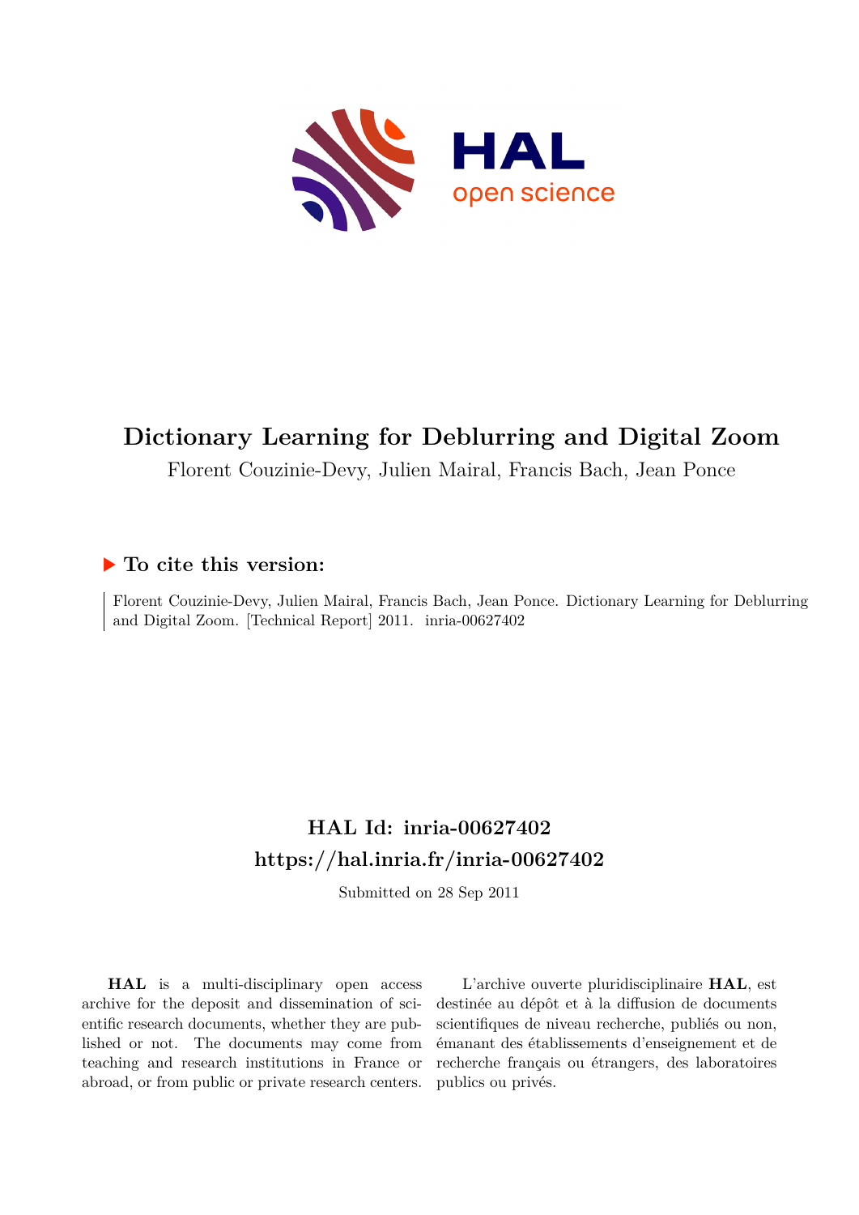# Dictionary Learning for Deblurring and Digital Zoom

Florent Couzinie-Devy, Julien Mairal, Francis Bach, Jean Ponce

### ▶ To cite this version:

Florent Couzinie-Devy, Julien Mairal, Francis Bach, Jean Ponce. Dictionary Learning for Deblurring and Digital Zoom. [Technical Report] 2011. inria-00627402

## HAL Id: inria-00627402
## https://hal.inria.fr/inria-00627402

Submitted on 28 Sep 2011

**HAL** is a multi-disciplinary open access archive for the deposit and dissemination of scientific research documents, whether they are published or not. The documents may come from teaching and research institutions in France or abroad, or from public or private research centers.

L'archive ouverte pluridisciplinaire **HAL**, est destinée au dépôt et à la diffusion de documents scientifiques de niveau recherche, publiés ou non, émanant des établissements d'enseignement et de recherche français ou étrangers, des laboratoires publics ou privés.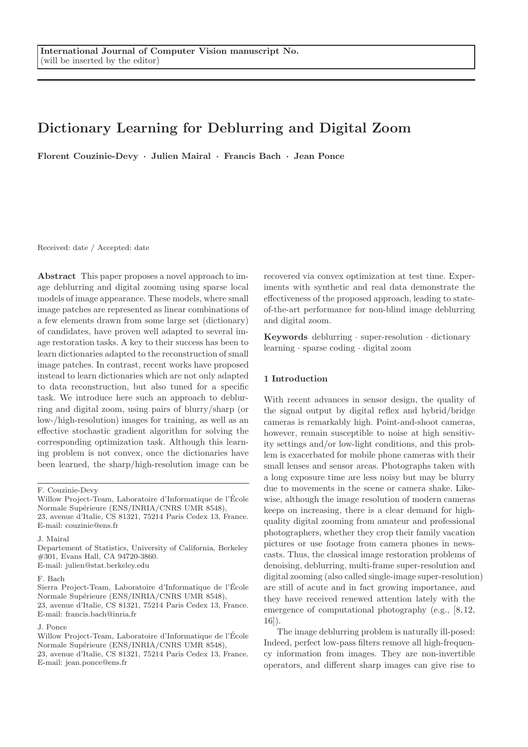International Journal of Computer Vision manuscript No.
(will be inserted by the editor)

# Dictionary Learning for Deblurring and Digital Zoom

**Florent Couzinie-Devy · Julien Mairal · Francis Bach · Jean Ponce**

Received: date / Accepted: date

**Abstract** This paper proposes a novel approach to image deblurring and digital zooming using sparse local models of image appearance. These models, where small image patches are represented as linear combinations of a few elements drawn from some large set (dictionary) of candidates, have proven well adapted to several image restoration tasks. A key to their success has been to learn dictionaries adapted to the reconstruction of small image patches. In contrast, recent works have proposed instead to learn dictionaries which are not only adapted to data reconstruction, but also tuned for a specific task. We introduce here such an approach to deblurring and digital zoom, using pairs of blurry/sharp (or low-/high-resolution) images for training, as well as an effective stochastic gradient algorithm for solving the corresponding optimization task. Although this learning problem is not convex, once the dictionaries have been learned, the sharp/high-resolution image can be recovered via convex optimization at test time. Experiments with synthetic and real data demonstrate the effectiveness of the proposed approach, leading to state-of-the-art performance for non-blind image deblurring and digital zoom.

**Keywords** deblurring · super-resolution · dictionary learning · sparse coding · digital zoom

F. Couzinie-Devy
Willow Project-Team, Laboratoire d'Informatique de l'École Normale Supérieure (ENS/INRIA/CNRS UMR 8548),
23, avenue d'Italie, CS 81321, 75214 Paris Cedex 13, France.
E-mail: couzinie@ens.fr

J. Mairal
Departement of Statistics, University of California, Berkeley
#301, Evans Hall, CA 94720-3860.
E-mail: julien@stat.berkeley.edu

F. Bach
Sierra Project-Team, Laboratoire d'Informatique de l'École Normale Supérieure (ENS/INRIA/CNRS UMR 8548),
23, avenue d'Italie, CS 81321, 75214 Paris Cedex 13, France.
E-mail: francis.bach@inria.fr

J. Ponce
Willow Project-Team, Laboratoire d'Informatique de l'École Normale Supérieure (ENS/INRIA/CNRS UMR 8548),
23, avenue d'Italie, CS 81321, 75214 Paris Cedex 13, France.
E-mail: jean.ponce@ens.fr

## 1 Introduction

With recent advances in sensor design, the quality of the signal output by digital reflex and hybrid/bridge cameras is remarkably high. Point-and-shoot cameras, however, remain susceptible to noise at high sensitivity settings and/or low-light conditions, and this problem is exacerbated for mobile phone cameras with their small lenses and sensor areas. Photographs taken with a long exposure time are less noisy but may be blurry due to movements in the scene or camera shake. Likewise, although the image resolution of modern cameras keeps on increasing, there is a clear demand for high-quality digital zooming from amateur and professional photographers, whether they crop their family vacation pictures or use footage from camera phones in newscasts. Thus, the classical image restoration problems of denoising, deblurring, multi-frame super-resolution and digital zooming (also called single-image super-resolution) are still of acute and in fact growing importance, and they have received renewed attention lately with the emergence of computational photography (e.g., [8,12, 16]).

The image deblurring problem is naturally ill-posed: Indeed, perfect low-pass filters remove all high-frequency information from images. They are non-invertible operators, and different sharp images can give rise to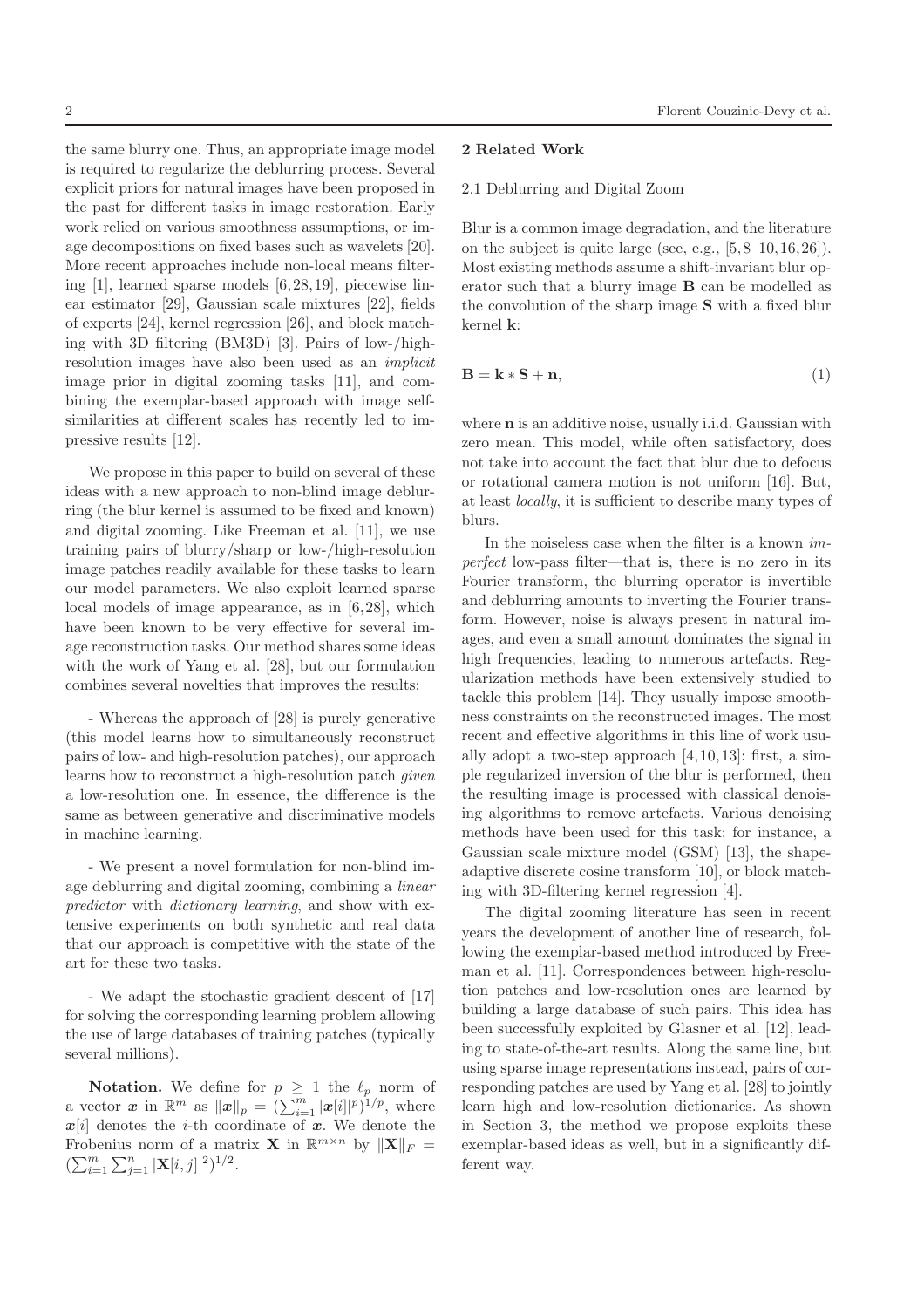the same blurry one. Thus, an appropriate image model is required to regularize the deblurring process. Several explicit priors for natural images have been proposed in the past for different tasks in image restoration. Early work relied on various smoothness assumptions, or image decompositions on fixed bases such as wavelets [20]. More recent approaches include non-local means filtering [1], learned sparse models [6,28,19], piecewise linear estimator [29], Gaussian scale mixtures [22], fields of experts [24], kernel regression [26], and block matching with 3D filtering (BM3D) [3]. Pairs of low-/high-resolution images have also been used as an *implicit* image prior in digital zooming tasks [11], and combining the exemplar-based approach with image self-similarities at different scales has recently led to impressive results [12].

We propose in this paper to build on several of these ideas with a new approach to non-blind image deblurring (the blur kernel is assumed to be fixed and known) and digital zooming. Like Freeman et al. [11], we use training pairs of blurry/sharp or low-/high-resolution image patches readily available for these tasks to learn our model parameters. We also exploit learned sparse local models of image appearance, as in [6,28], which have been known to be very effective for several image reconstruction tasks. Our method shares some ideas with the work of Yang et al. [28], but our formulation combines several novelties that improves the results:

- Whereas the approach of [28] is purely generative (this model learns how to simultaneously reconstruct pairs of low- and high-resolution patches), our approach learns how to reconstruct a high-resolution patch *given* a low-resolution one. In essence, the difference is the same as between generative and discriminative models in machine learning.

- We present a novel formulation for non-blind image deblurring and digital zooming, combining a *linear predictor* with *dictionary learning*, and show with extensive experiments on both synthetic and real data that our approach is competitive with the state of the art for these two tasks.

- We adapt the stochastic gradient descent of [17] for solving the corresponding learning problem allowing the use of large databases of training patches (typically several millions).

**Notation.** We define for $p \geq 1$ the $\ell_p$ norm of a vector $\boldsymbol{x}$ in $\mathbb{R}^m$ as $\|\boldsymbol{x}\|_p = (\sum_{i=1}^m |\boldsymbol{x}[i]|^p)^{1/p}$, where $\boldsymbol{x}[i]$ denotes the $i$-th coordinate of $\boldsymbol{x}$. We denote the Frobenius norm of a matrix $\mathbf{X}$ in $\mathbb{R}^{m \times n}$ by $\|\mathbf{X}\|_F = (\sum_{i=1}^m \sum_{j=1}^n |\mathbf{X}[i,j]|^2)^{1/2}$.

## 2 Related Work

### 2.1 Deblurring and Digital Zoom

Blur is a common image degradation, and the literature on the subject is quite large (see, e.g., [5,8–10,16,26]). Most existing methods assume a shift-invariant blur operator such that a blurry image $\mathbf{B}$ can be modelled as the convolution of the sharp image $\mathbf{S}$ with a fixed blur kernel $\mathbf{k}$:

$$\mathbf{B} = \mathbf{k} * \mathbf{S} + \mathbf{n}, \tag{1}$$

where $\mathbf{n}$ is an additive noise, usually i.i.d. Gaussian with zero mean. This model, while often satisfactory, does not take into account the fact that blur due to defocus or rotational camera motion is not uniform [16]. But, at least *locally*, it is sufficient to describe many types of blurs.

In the noiseless case when the filter is a known *imperfect* low-pass filter—that is, there is no zero in its Fourier transform, the blurring operator is invertible and deblurring amounts to inverting the Fourier transform. However, noise is always present in natural images, and even a small amount dominates the signal in high frequencies, leading to numerous artefacts. Regularization methods have been extensively studied to tackle this problem [14]. They usually impose smoothness constraints on the reconstructed images. The most recent and effective algorithms in this line of work usually adopt a two-step approach [4,10,13]: first, a simple regularized inversion of the blur is performed, then the resulting image is processed with classical denoising algorithms to remove artefacts. Various denoising methods have been used for this task: for instance, a Gaussian scale mixture model (GSM) [13], the shape-adaptive discrete cosine transform [10], or block matching with 3D-filtering kernel regression [4].

The digital zooming literature has seen in recent years the development of another line of research, following the exemplar-based method introduced by Freeman et al. [11]. Correspondences between high-resolution patches and low-resolution ones are learned by building a large database of such pairs. This idea has been successfully exploited by Glasner et al. [12], leading to state-of-the-art results. Along the same line, but using sparse image representations instead, pairs of corresponding patches are used by Yang et al. [28] to jointly learn high and low-resolution dictionaries. As shown in Section 3, the method we propose exploits these exemplar-based ideas as well, but in a significantly different way.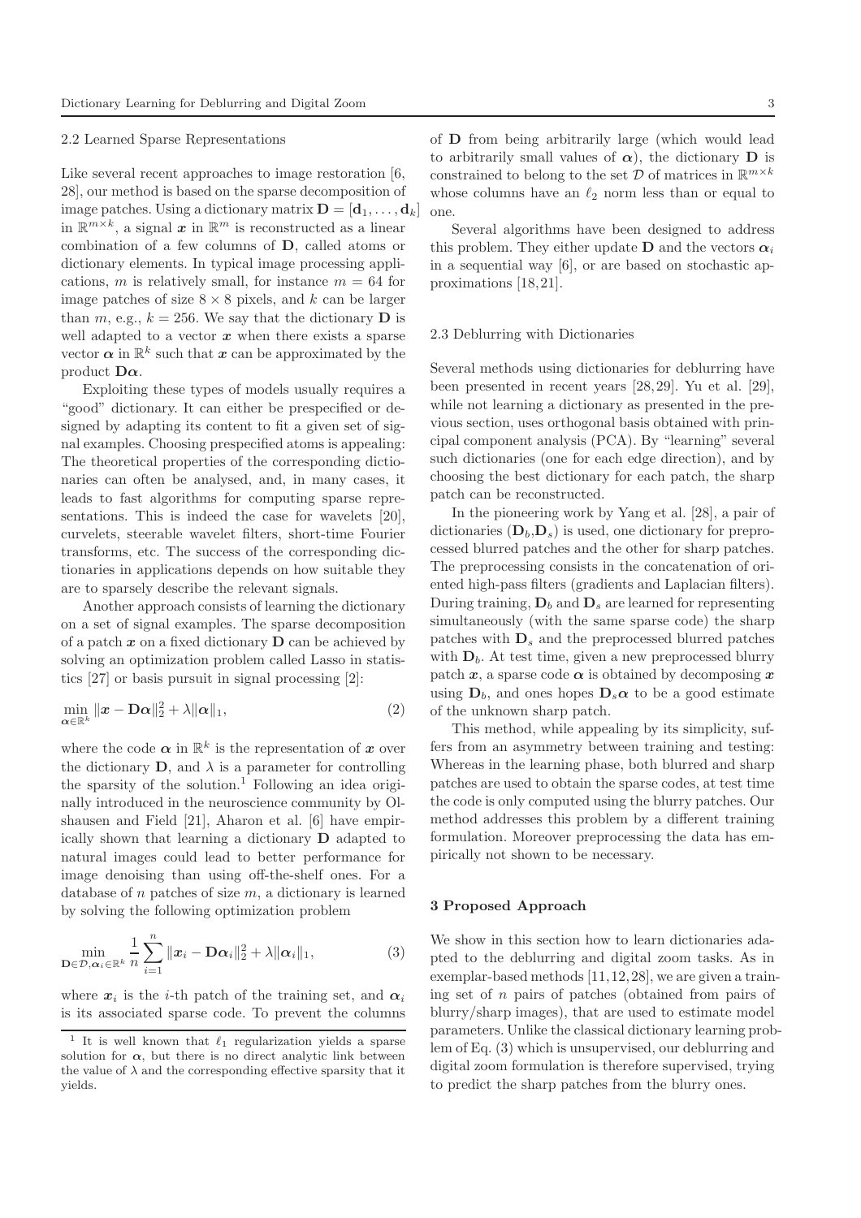### 2.2 Learned Sparse Representations

Like several recent approaches to image restoration [6, 28], our method is based on the sparse decomposition of image patches. Using a dictionary matrix $\mathbf{D} = [\mathbf{d}_1, \ldots, \mathbf{d}_k]$ in $\mathbb{R}^{m \times k}$, a signal $\boldsymbol{x}$ in $\mathbb{R}^m$ is reconstructed as a linear combination of a few columns of $\mathbf{D}$, called atoms or dictionary elements. In typical image processing applications, $m$ is relatively small, for instance $m = 64$ for image patches of size $8 \times 8$ pixels, and $k$ can be larger than $m$, e.g., $k = 256$. We say that the dictionary $\mathbf{D}$ is well adapted to a vector $\boldsymbol{x}$ when there exists a sparse vector $\boldsymbol{\alpha}$ in $\mathbb{R}^k$ such that $\boldsymbol{x}$ can be approximated by the product $\mathbf{D}\boldsymbol{\alpha}$.

Exploiting these types of models usually requires a "good" dictionary. It can either be prespecified or designed by adapting its content to fit a given set of signal examples. Choosing prespecified atoms is appealing: The theoretical properties of the corresponding dictionaries can often be analysed, and, in many cases, it leads to fast algorithms for computing sparse representations. This is indeed the case for wavelets [20], curvelets, steerable wavelet filters, short-time Fourier transforms, etc. The success of the corresponding dictionaries in applications depends on how suitable they are to sparsely describe the relevant signals.

Another approach consists of learning the dictionary on a set of signal examples. The sparse decomposition of a patch $\boldsymbol{x}$ on a fixed dictionary $\mathbf{D}$ can be achieved by solving an optimization problem called Lasso in statistics [27] or basis pursuit in signal processing [2]:

$$\min_{\boldsymbol{\alpha} \in \mathbb{R}^k} \|\boldsymbol{x} - \mathbf{D}\boldsymbol{\alpha}\|_2^2 + \lambda \|\boldsymbol{\alpha}\|_1, \tag{2}$$

where the code $\boldsymbol{\alpha}$ in $\mathbb{R}^k$ is the representation of $\boldsymbol{x}$ over the dictionary $\mathbf{D}$, and $\lambda$ is a parameter for controlling the sparsity of the solution.[1] Following an idea originally introduced in the neuroscience community by Olshausen and Field [21], Aharon et al. [6] have empirically shown that learning a dictionary $\mathbf{D}$ adapted to natural images could lead to better performance for image denoising than using off-the-shelf ones. For a database of $n$ patches of size $m$, a dictionary is learned by solving the following optimization problem

$$\min_{\mathbf{D} \in \mathcal{D}, \boldsymbol{\alpha}_i \in \mathbb{R}^k} \frac{1}{n} \sum_{i=1}^{n} \|\boldsymbol{x}_i - \mathbf{D}\boldsymbol{\alpha}_i\|_2^2 + \lambda \|\boldsymbol{\alpha}_i\|_1, \tag{3}$$

where $\boldsymbol{x}_i$ is the $i$-th patch of the training set, and $\boldsymbol{\alpha}_i$ is its associated sparse code. To prevent the columns of $\mathbf{D}$ from being arbitrarily large (which would lead to arbitrarily small values of $\boldsymbol{\alpha}$), the dictionary $\mathbf{D}$ is constrained to belong to the set $\mathcal{D}$ of matrices in $\mathbb{R}^{m \times k}$ whose columns have an $\ell_2$ norm less than or equal to one.

Several algorithms have been designed to address this problem. They either update $\mathbf{D}$ and the vectors $\boldsymbol{\alpha}_i$ in a sequential way [6], or are based on stochastic approximations [18, 21].

[1] It is well known that $\ell_1$ regularization yields a sparse solution for $\boldsymbol{\alpha}$, but there is no direct analytic link between the value of $\lambda$ and the corresponding effective sparsity that it yields.

### 2.3 Deblurring with Dictionaries

Several methods using dictionaries for deblurring have been presented in recent years [28, 29]. Yu et al. [29], while not learning a dictionary as presented in the previous section, uses orthogonal basis obtained with principal component analysis (PCA). By "learning" several such dictionaries (one for each edge direction), and by choosing the best dictionary for each patch, the sharp patch can be reconstructed.

In the pioneering work by Yang et al. [28], a pair of dictionaries $(\mathbf{D}_b, \mathbf{D}_s)$ is used, one dictionary for preprocessed blurred patches and the other for sharp patches. The preprocessing consists in the concatenation of oriented high-pass filters (gradients and Laplacian filters). During training, $\mathbf{D}_b$ and $\mathbf{D}_s$ are learned for representing simultaneously (with the same sparse code) the sharp patches with $\mathbf{D}_s$ and the preprocessed blurred patches with $\mathbf{D}_b$. At test time, given a new preprocessed blurry patch $\boldsymbol{x}$, a sparse code $\boldsymbol{\alpha}$ is obtained by decomposing $\boldsymbol{x}$ using $\mathbf{D}_b$, and ones hopes $\mathbf{D}_s\boldsymbol{\alpha}$ to be a good estimate of the unknown sharp patch.

This method, while appealing by its simplicity, suffers from an asymmetry between training and testing: Whereas in the learning phase, both blurred and sharp patches are used to obtain the sparse codes, at test time the code is only computed using the blurry patches. Our method addresses this problem by a different training formulation. Moreover preprocessing the data has empirically not shown to be necessary.

## 3 Proposed Approach

We show in this section how to learn dictionaries adapted to the deblurring and digital zoom tasks. As in exemplar-based methods [11, 12, 28], we are given a training set of $n$ pairs of patches (obtained from pairs of blurry/sharp images), that are used to estimate model parameters. Unlike the classical dictionary learning problem of Eq. (3) which is unsupervised, our deblurring and digital zoom formulation is therefore supervised, trying to predict the sharp patches from the blurry ones.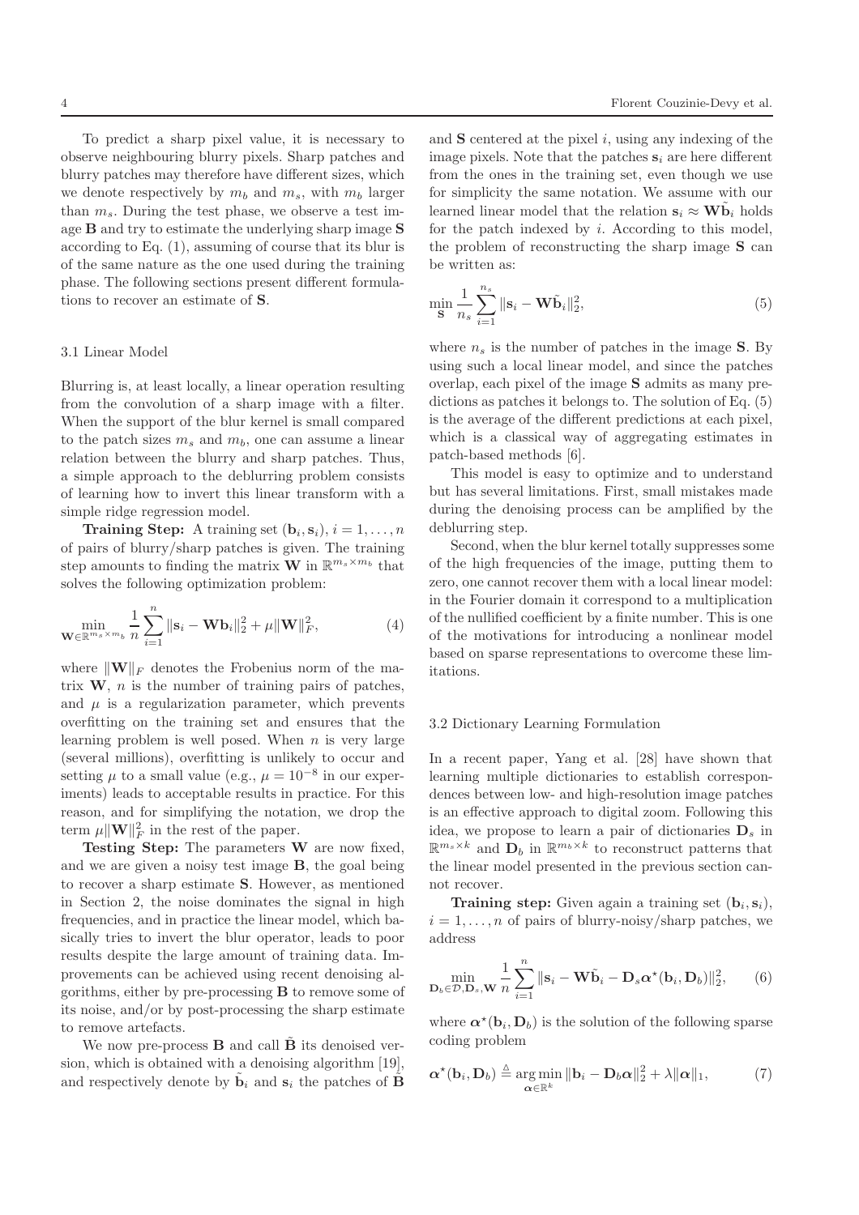To predict a sharp pixel value, it is necessary to observe neighbouring blurry pixels. Sharp patches and blurry patches may therefore have different sizes, which we denote respectively by $m_b$ and $m_s$, with $m_b$ larger than $m_s$. During the test phase, we observe a test image $\mathbf{B}$ and try to estimate the underlying sharp image $\mathbf{S}$ according to Eq. (1), assuming of course that its blur is of the same nature as the one used during the training phase. The following sections present different formulations to recover an estimate of $\mathbf{S}$.

### 3.1 Linear Model

Blurring is, at least locally, a linear operation resulting from the convolution of a sharp image with a filter. When the support of the blur kernel is small compared to the patch sizes $m_s$ and $m_b$, one can assume a linear relation between the blurry and sharp patches. Thus, a simple approach to the deblurring problem consists of learning how to invert this linear transform with a simple ridge regression model.

**Training Step:** A training set $(\mathbf{b}_i, \mathbf{s}_i)$, $i = 1, \ldots, n$ of pairs of blurry/sharp patches is given. The training step amounts to finding the matrix $\mathbf{W}$ in $\mathbb{R}^{m_s \times m_b}$ that solves the following optimization problem:

$$\min_{\mathbf{W} \in \mathbb{R}^{m_s \times m_b}} \frac{1}{n} \sum_{i=1}^{n} \|\mathbf{s}_i - \mathbf{W}\mathbf{b}_i\|_2^2 + \mu \|\mathbf{W}\|_F^2, \tag{4}$$

where $\|\mathbf{W}\|_F$ denotes the Frobenius norm of the matrix $\mathbf{W}$, $n$ is the number of training pairs of patches, and $\mu$ is a regularization parameter, which prevents overfitting on the training set and ensures that the learning problem is well posed. When $n$ is very large (several millions), overfitting is unlikely to occur and setting $\mu$ to a small value (e.g., $\mu = 10^{-8}$ in our experiments) leads to acceptable results in practice. For this reason, and for simplifying the notation, we drop the term $\mu\|\mathbf{W}\|_F^2$ in the rest of the paper.

**Testing Step:** The parameters $\mathbf{W}$ are now fixed, and we are given a noisy test image $\mathbf{B}$, the goal being to recover a sharp estimate $\mathbf{S}$. However, as mentioned in Section 2, the noise dominates the signal in high frequencies, and in practice the linear model, which basically tries to invert the blur operator, leads to poor results despite the large amount of training data. Improvements can be achieved using recent denoising algorithms, either by pre-processing $\mathbf{B}$ to remove some of its noise, and/or by post-processing the sharp estimate to remove artefacts.

We now pre-process $\mathbf{B}$ and call $\tilde{\mathbf{B}}$ its denoised version, which is obtained with a denoising algorithm [19], and respectively denote by $\tilde{\mathbf{b}}_i$ and $\mathbf{s}_i$ the patches of $\tilde{\mathbf{B}}$ and $\mathbf{S}$ centered at the pixel $i$, using any indexing of the image pixels. Note that the patches $\mathbf{s}_i$ are here different from the ones in the training set, even though we use for simplicity the same notation. We assume with our learned linear model that the relation $\mathbf{s}_i \approx \mathbf{W}\tilde{\mathbf{b}}_i$ holds for the patch indexed by $i$. According to this model, the problem of reconstructing the sharp image $\mathbf{S}$ can be written as:

$$\min_{\mathbf{S}} \frac{1}{n_s} \sum_{i=1}^{n_s} \|\mathbf{s}_i - \mathbf{W}\tilde{\mathbf{b}}_i\|_2^2, \tag{5}$$

where $n_s$ is the number of patches in the image $\mathbf{S}$. By using such a local linear model, and since the patches overlap, each pixel of the image $\mathbf{S}$ admits as many predictions as patches it belongs to. The solution of Eq. (5) is the average of the different predictions at each pixel, which is a classical way of aggregating estimates in patch-based methods [6].

This model is easy to optimize and to understand but has several limitations. First, small mistakes made during the denoising process can be amplified by the deblurring step.

Second, when the blur kernel totally suppresses some of the high frequencies of the image, putting them to zero, one cannot recover them with a local linear model: in the Fourier domain it correspond to a multiplication of the nullified coefficient by a finite number. This is one of the motivations for introducing a nonlinear model based on sparse representations to overcome these limitations.

### 3.2 Dictionary Learning Formulation

In a recent paper, Yang et al. [28] have shown that learning multiple dictionaries to establish correspondences between low- and high-resolution image patches is an effective approach to digital zoom. Following this idea, we propose to learn a pair of dictionaries $\mathbf{D}_s$ in $\mathbb{R}^{m_s \times k}$ and $\mathbf{D}_b$ in $\mathbb{R}^{m_b \times k}$ to reconstruct patterns that the linear model presented in the previous section cannot recover.

**Training step:** Given again a training set $(\mathbf{b}_i, \mathbf{s}_i)$, $i = 1, \ldots, n$ of pairs of blurry-noisy/sharp patches, we address

$$\min_{\mathbf{D}_b \in \mathcal{D}, \mathbf{D}_s, \mathbf{W}} \frac{1}{n} \sum_{i=1}^{n} \|\mathbf{s}_i - \mathbf{W}\tilde{\mathbf{b}}_i - \mathbf{D}_s \boldsymbol{\alpha}^\star(\mathbf{b}_i, \mathbf{D}_b)\|_2^2, \tag{6}$$

where $\boldsymbol{\alpha}^\star(\mathbf{b}_i, \mathbf{D}_b)$ is the solution of the following sparse coding problem

$$\boldsymbol{\alpha}^\star(\mathbf{b}_i, \mathbf{D}_b) \triangleq \underset{\boldsymbol{\alpha} \in \mathbb{R}^k}{\arg\min} \|\mathbf{b}_i - \mathbf{D}_b \boldsymbol{\alpha}\|_2^2 + \lambda \|\boldsymbol{\alpha}\|_1, \tag{7}$$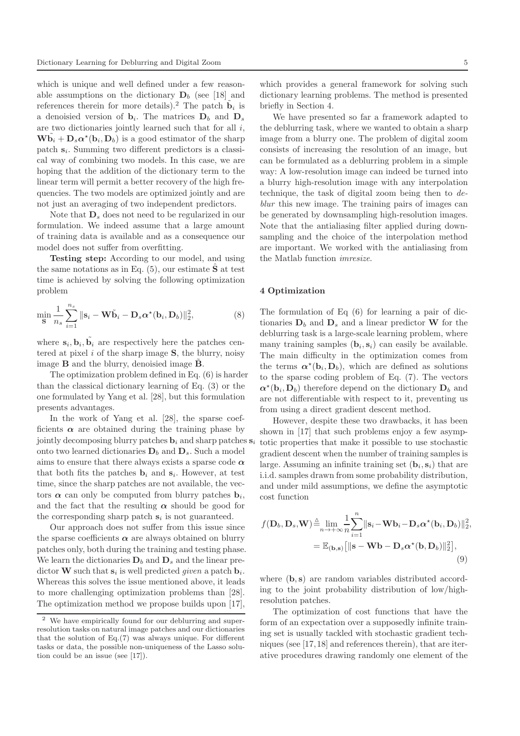which is unique and well defined under a few reasonable assumptions on the dictionary $\mathbf{D}_b$ (see [18] and references therein for more details).[2] The patch $\tilde{\mathbf{b}}_i$ is a denoisied version of $\mathbf{b}_i$. The matrices $\mathbf{D}_b$ and $\mathbf{D}_s$ are two dictionaries jointly learned such that for all $i$, $\mathbf{W}\tilde{\mathbf{b}}_i + \mathbf{D}_s\boldsymbol{\alpha}^\star(\mathbf{b}_i, \mathbf{D}_b)$ is a good estimator of the sharp patch $\mathbf{s}_i$. Summing two different predictors is a classical way of combining two models. In this case, we are hoping that the addition of the dictionary term to the linear term will permit a better recovery of the high frequencies. The two models are optimized jointly and are not just an averaging of two independent predictors.

Note that $\mathbf{D}_s$ does not need to be regularized in our formulation. We indeed assume that a large amount of training data is available and as a consequence our model does not suffer from overfitting.

**Testing step:** According to our model, and using the same notations as in Eq. (5), our estimate $\hat{\mathbf{S}}$ at test time is achieved by solving the following optimization problem

$$\min_{\mathbf{S}} \frac{1}{n_s} \sum_{i=1}^{n_s} \|\mathbf{s}_i - \mathbf{W}\tilde{\mathbf{b}}_i - \mathbf{D}_s\boldsymbol{\alpha}^\star(\mathbf{b}_i, \mathbf{D}_b)\|_2^2, \tag{8}$$

where $\mathbf{s}_i, \mathbf{b}_i, \tilde{\mathbf{b}}_i$ are respectively here the patches centered at pixel $i$ of the sharp image $\mathbf{S}$, the blurry, noisy image $\mathbf{B}$ and the blurry, denoisied image $\tilde{\mathbf{B}}$.

The optimization problem defined in Eq. (6) is harder than the classical dictionary learning of Eq. (3) or the one formulated by Yang et al. [28], but this formulation presents advantages.

In the work of Yang et al. [28], the sparse coefficients $\boldsymbol{\alpha}$ are obtained during the training phase by jointly decomposing blurry patches $\mathbf{b}_i$ and sharp patches $\mathbf{s}_i$ onto two learned dictionaries $\mathbf{D}_b$ and $\mathbf{D}_s$. Such a model aims to ensure that there always exists a sparse code $\boldsymbol{\alpha}$ that both fits the patches $\mathbf{b}_i$ and $\mathbf{s}_i$. However, at test time, since the sharp patches are not available, the vectors $\boldsymbol{\alpha}$ can only be computed from blurry patches $\mathbf{b}_i$, and the fact that the resulting $\boldsymbol{\alpha}$ should be good for the corresponding sharp patch $\mathbf{s}_i$ is not guaranteed.

Our approach does not suffer from this issue since the sparse coefficients $\boldsymbol{\alpha}$ are always obtained on blurry patches only, both during the training and testing phase. We learn the dictionaries $\mathbf{D}_b$ and $\mathbf{D}_s$ and the linear predictor $\mathbf{W}$ such that $\mathbf{s}_i$ is well predicted *given* a patch $\mathbf{b}_i$. Whereas this solves the issue mentioned above, it leads to more challenging optimization problems than [28]. The optimization method we propose builds upon [17], which provides a general framework for solving such dictionary learning problems. The method is presented briefly in Section 4.

We have presented so far a framework adapted to the deblurring task, where we wanted to obtain a sharp image from a blurry one. The problem of digital zoom consists of increasing the resolution of an image, but can be formulated as a deblurring problem in a simple way: A low-resolution image can indeed be turned into a blurry high-resolution image with any interpolation technique, the task of digital zoom being then to *deblur* this new image. The training pairs of images can be generated by downsampling high-resolution images. Note that the antialiasing filter applied during downsampling and the choice of the interpolation method are important. We worked with the antialiasing from the Matlab function *imresize*.

## 4 Optimization

The formulation of Eq (6) for learning a pair of dictionaries $\mathbf{D}_b$ and $\mathbf{D}_s$ and a linear predictor $\mathbf{W}$ for the deblurring task is a large-scale learning problem, where many training samples $(\mathbf{b}_i, \mathbf{s}_i)$ can easily be available. The main difficulty in the optimization comes from the terms $\boldsymbol{\alpha}^\star(\mathbf{b}_i, \mathbf{D}_b)$, which are defined as solutions to the sparse coding problem of Eq. (7). The vectors $\boldsymbol{\alpha}^\star(\mathbf{b}_i, \mathbf{D}_b)$ therefore depend on the dictionary $\mathbf{D}_b$ and are not differentiable with respect to it, preventing us from using a direct gradient descent method.

However, despite these two drawbacks, it has been shown in [17] that such problems enjoy a few asymptotic properties that make it possible to use stochastic gradient descent when the number of training samples is large. Assuming an infinite training set $(\mathbf{b}_i, \mathbf{s}_i)$ that are i.i.d. samples drawn from some probability distribution, and under mild assumptions, we define the asymptotic cost function

$$\begin{aligned} f(\mathbf{D}_b, \mathbf{D}_s, \mathbf{W}) &\triangleq \lim_{n \to +\infty} \frac{1}{n} \sum_{i=1}^{n} \|\mathbf{s}_i - \mathbf{W}\mathbf{b}_i - \mathbf{D}_s\boldsymbol{\alpha}^\star(\mathbf{b}_i, \mathbf{D}_b)\|_2^2, \\ &= \mathbb{E}_{(\mathbf{b},\mathbf{s})}\big[\|\mathbf{s} - \mathbf{W}\mathbf{b} - \mathbf{D}_s\boldsymbol{\alpha}^\star(\mathbf{b}, \mathbf{D}_b)\|_2^2\big], \end{aligned} \tag{9}$$

where $(\mathbf{b}, \mathbf{s})$ are random variables distributed according to the joint probability distribution of low/high-resolution patches.

The optimization of cost functions that have the form of an expectation over a supposedly infinite training set is usually tackled with stochastic gradient techniques (see [17, 18] and references therein), that are iterative procedures drawing randomly one element of the

[2] We have empirically found for our deblurring and super-resolution tasks on natural image patches and our dictionaries that the solution of Eq.(7) was always unique. For different tasks or data, the possible non-uniqueness of the Lasso solution could be an issue (see [17]).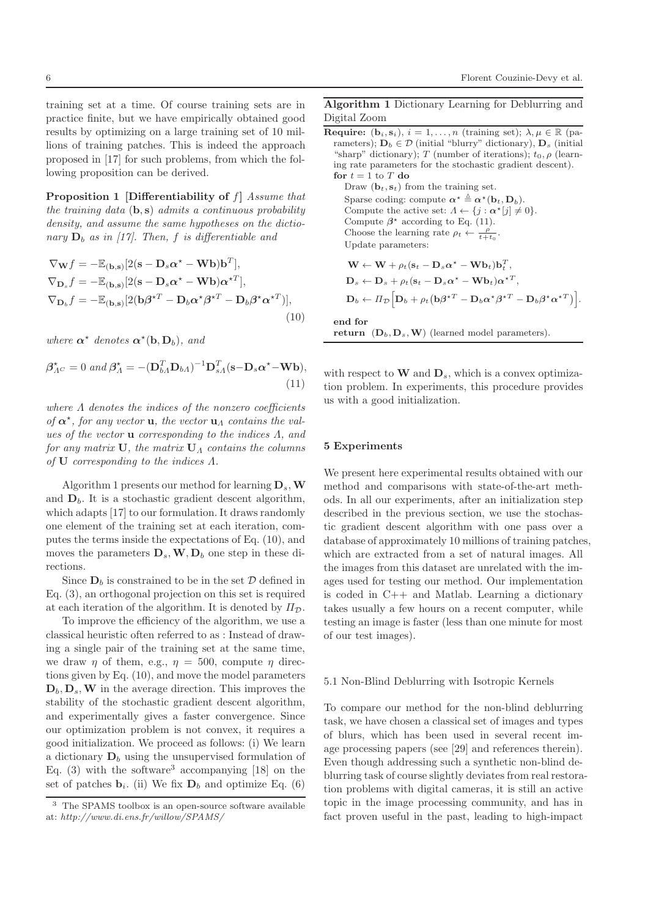training set at a time. Of course training sets are in practice finite, but we have empirically obtained good results by optimizing on a large training set of 10 millions of training patches. This is indeed the approach proposed in [17] for such problems, from which the following proposition can be derived.

**Proposition 1 [Differentiability of $f$]** *Assume that the training data $(\mathbf{b}, \mathbf{s})$ admits a continuous probability density, and assume the same hypotheses on the dictionary $\mathbf{D}_b$ as in [17]. Then, $f$ is differentiable and*

$$
\begin{aligned}
\nabla_{\mathbf{W}} f &= -\mathbb{E}_{(\mathbf{b},\mathbf{s})}[2(\mathbf{s} - \mathbf{D}_s\boldsymbol{\alpha}^\star - \mathbf{W}\mathbf{b})\mathbf{b}^T], \\
\nabla_{\mathbf{D}_s} f &= -\mathbb{E}_{(\mathbf{b},\mathbf{s})}[2(\mathbf{s} - \mathbf{D}_s\boldsymbol{\alpha}^\star - \mathbf{W}\mathbf{b})\boldsymbol{\alpha}^{\star T}], \\
\nabla_{\mathbf{D}_b} f &= -\mathbb{E}_{(\mathbf{b},\mathbf{s})}[2(\mathbf{b}\boldsymbol{\beta}^{\star T} - \mathbf{D}_b\boldsymbol{\alpha}^\star\boldsymbol{\beta}^{\star T} - \mathbf{D}_b\boldsymbol{\beta}^\star\boldsymbol{\alpha}^{\star T})],
\end{aligned}
\tag{10}
$$

*where $\boldsymbol{\alpha}^\star$ denotes $\boldsymbol{\alpha}^\star(\mathbf{b}, \mathbf{D}_b)$, and*

$$
\boldsymbol{\beta}^\star_{\Lambda^C} = 0 \text{ and } \boldsymbol{\beta}^\star_{\Lambda} = -(\mathbf{D}_{b\Lambda}^T\mathbf{D}_{b\Lambda})^{-1}\mathbf{D}_{s\Lambda}^T(\mathbf{s} - \mathbf{D}_s\boldsymbol{\alpha}^\star - \mathbf{W}\mathbf{b}),
\tag{11}
$$

*where $\Lambda$ denotes the indices of the nonzero coefficients of $\boldsymbol{\alpha}^\star$, for any vector $\mathbf{u}$, the vector $\mathbf{u}_\Lambda$ contains the values of the vector $\mathbf{u}$ corresponding to the indices $\Lambda$, and for any matrix $\mathbf{U}$, the matrix $\mathbf{U}_\Lambda$ contains the columns of $\mathbf{U}$ corresponding to the indices $\Lambda$.*

Algorithm 1 presents our method for learning $\mathbf{D}_s, \mathbf{W}$ and $\mathbf{D}_b$. It is a stochastic gradient descent algorithm, which adapts [17] to our formulation. It draws randomly one element of the training set at each iteration, computes the terms inside the expectations of Eq. (10), and moves the parameters $\mathbf{D}_s, \mathbf{W}, \mathbf{D}_b$ one step in these directions.

Since $\mathbf{D}_b$ is constrained to be in the set $\mathcal{D}$ defined in Eq. (3), an orthogonal projection on this set is required at each iteration of the algorithm. It is denoted by $\Pi_{\mathcal{D}}$.

To improve the efficiency of the algorithm, we use a classical heuristic often referred to as : Instead of drawing a single pair of the training set at the same time, we draw $\eta$ of them, e.g., $\eta = 500$, compute $\eta$ directions given by Eq. (10), and move the model parameters $\mathbf{D}_b, \mathbf{D}_s, \mathbf{W}$ in the average direction. This improves the stability of the stochastic gradient descent algorithm, and experimentally gives a faster convergence. Since our optimization problem is not convex, it requires a good initialization. We proceed as follows: (i) We learn a dictionary $\mathbf{D}_b$ using the unsupervised formulation of Eq. (3) with the software[3] accompanying [18] on the set of patches $\mathbf{b}_i$. (ii) We fix $\mathbf{D}_b$ and optimize Eq. (6) with respect to $\mathbf{W}$ and $\mathbf{D}_s$, which is a convex optimization problem. In experiments, this procedure provides us with a good initialization.

[3] The SPAMS toolbox is an open-source software available at: *http://www.di.ens.fr/willow/SPAMS/*

---

**Algorithm 1** Dictionary Learning for Deblurring and Digital Zoom

**Require:** $(\mathbf{b}_i, \mathbf{s}_i)$, $i = 1, \ldots, n$ (training set); $\lambda, \mu \in \mathbb{R}$ (parameters); $\mathbf{D}_b \in \mathcal{D}$ (initial "blurry" dictionary), $\mathbf{D}_s$ (initial "sharp" dictionary); $T$ (number of iterations); $t_0, \rho$ (learning rate parameters for the stochastic gradient descent).

**for** $t = 1$ to $T$ **do**

Draw $(\mathbf{b}_t, \mathbf{s}_t)$ from the training set.

Sparse coding: compute $\boldsymbol{\alpha}^\star \triangleq \boldsymbol{\alpha}^\star(\mathbf{b}_t, \mathbf{D}_b)$.

Compute the active set: $\Lambda \leftarrow \{j : \boldsymbol{\alpha}^\star[j] \neq 0\}$.

Compute $\boldsymbol{\beta}^\star$ according to Eq. (11).

Choose the learning rate $\rho_t \leftarrow \frac{\rho}{t+t_0}$.

Update parameters:

$$
\begin{aligned}
\mathbf{W} &\leftarrow \mathbf{W} + \rho_t(\mathbf{s}_t - \mathbf{D}_s\boldsymbol{\alpha}^\star - \mathbf{W}\mathbf{b}_t)\mathbf{b}_t^T, \\
\mathbf{D}_s &\leftarrow \mathbf{D}_s + \rho_t(\mathbf{s}_t - \mathbf{D}_s\boldsymbol{\alpha}^\star - \mathbf{W}\mathbf{b}_t)\boldsymbol{\alpha}^{\star T}, \\
\mathbf{D}_b &\leftarrow \Pi_{\mathcal{D}}\Big[\mathbf{D}_b + \rho_t(\mathbf{b}\boldsymbol{\beta}^{\star T} - \mathbf{D}_b\boldsymbol{\alpha}^\star\boldsymbol{\beta}^{\star T} - \mathbf{D}_b\boldsymbol{\beta}^\star\boldsymbol{\alpha}^{\star T})\Big].
\end{aligned}
$$

**end for**

**return** $(\mathbf{D}_b, \mathbf{D}_s, \mathbf{W})$ (learned model parameters).

---

## 5 Experiments

We present here experimental results obtained with our method and comparisons with state-of-the-art methods. In all our experiments, after an initialization step described in the previous section, we use the stochastic gradient descent algorithm with one pass over a database of approximately 10 millions of training patches, which are extracted from a set of natural images. All the images from this dataset are unrelated with the images used for testing our method. Our implementation is coded in C++ and Matlab. Learning a dictionary takes usually a few hours on a recent computer, while testing an image is faster (less than one minute for most of our test images).

### 5.1 Non-Blind Deblurring with Isotropic Kernels

To compare our method for the non-blind deblurring task, we have chosen a classical set of images and types of blurs, which has been used in several recent image processing papers (see [29] and references therein). Even though addressing such a synthetic non-blind deblurring task of course slightly deviates from real restoration problems with digital cameras, it is still an active topic in the image processing community, and has in fact proven useful in the past, leading to high-impact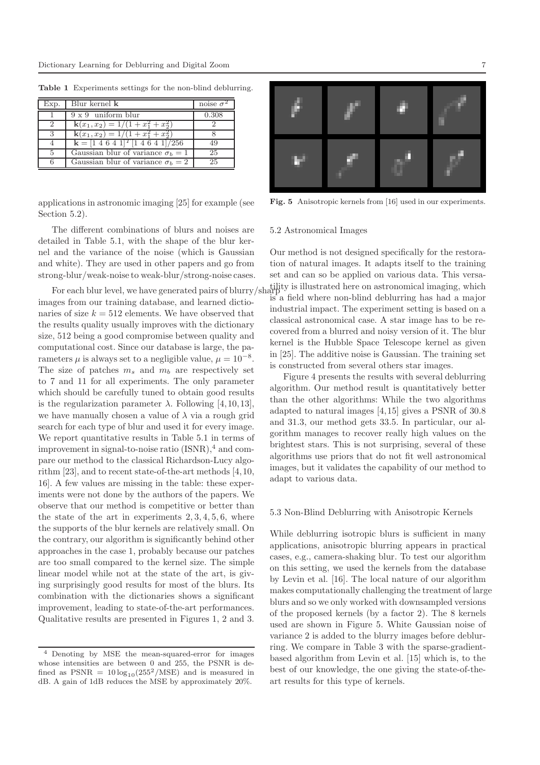**Table 1** Experiments settings for the non-blind deblurring.

| Exp. | Blur kernel $\mathbf{k}$ | noise $\sigma^2$ |
|---|---|---|
| 1 | 9 x 9 uniform blur | 0.308 |
| 2 | $\mathbf{k}(x_1, x_2) = 1/(1 + x_1^2 + x_2^2)$ | 2 |
| 3 | $\mathbf{k}(x_1, x_2) = 1/(1 + x_1^2 + x_2^2)$ | 8 |
| 4 | $\mathbf{k} = [1\ 4\ 6\ 4\ 1]^T [1\ 4\ 6\ 4\ 1]/256$ | 49 |
| 5 | Gaussian blur of variance $\sigma_b = 1$ | 25 |
| 6 | Gaussian blur of variance $\sigma_b = 2$ | 25 |

applications in astronomic imaging [25] for example (see Section 5.2).

The different combinations of blurs and noises are detailed in Table 5.1, with the shape of the blur kernel and the variance of the noise (which is Gaussian and white). They are used in other papers and go from strong-blur/weak-noise to weak-blur/strong-noise cases.

For each blur level, we have generated pairs of blurry/sharp images from our training database, and learned dictionaries of size $k = 512$ elements. We have observed that the results quality usually improves with the dictionary size, 512 being a good compromise between quality and computational cost. Since our database is large, the parameters $\mu$ is always set to a negligible value, $\mu = 10^{-8}$. The size of patches $m_s$ and $m_b$ are respectively set to 7 and 11 for all experiments. The only parameter which should be carefully tuned to obtain good results is the regularization parameter $\lambda$. Following [4, 10, 13], we have manually chosen a value of $\lambda$ via a rough grid search for each type of blur and used it for every image. We report quantitative results in Table 5.1 in terms of improvement in signal-to-noise ratio (ISNR),[4] and compare our method to the classical Richardson-Lucy algorithm [23], and to recent state-of-the-art methods [4, 10, 16]. A few values are missing in the table: these experiments were not done by the authors of the papers. We observe that our method is competitive or better than the state of the art in experiments 2, 3, 4, 5, 6, where the supports of the blur kernels are relatively small. On the contrary, our algorithm is significantly behind other approaches in the case 1, probably because our patches are too small compared to the kernel size. The simple linear model while not at the state of the art, is giving surprisingly good results for most of the blurs. Its combination with the dictionaries shows a significant improvement, leading to state-of-the-art performances. Qualitative results are presented in Figures 1, 2 and 3.

[4] Denoting by MSE the mean-squared-error for images whose intensities are between 0 and 255, the PSNR is defined as $\text{PSNR} = 10 \log_{10}(255^2/\text{MSE})$ and is measured in dB. A gain of 1dB reduces the MSE by approximately 20%.

**Fig. 5** Anisotropic kernels from [16] used in our experiments.

### 5.2 Astronomical Images

Our method is not designed specifically for the restoration of natural images. It adapts itself to the training set and can so be applied on various data. This versatility is illustrated here on astronomical imaging, which is a field where non-blind deblurring has had a major industrial impact. The experiment setting is based on a classical astronomical case. A star image has to be recovered from a blurred and noisy version of it. The blur kernel is the Hubble Space Telescope kernel as given in [25]. The additive noise is Gaussian. The training set is constructed from several others star images.

Figure 4 presents the results with several deblurring algorithm. Our method result is quantitatively better than the other algorithms: While the two algorithms adapted to natural images [4, 15] gives a PSNR of 30.8 and 31.3, our method gets 33.5. In particular, our algorithm manages to recover really high values on the brightest stars. This is not surprising, several of these algorithms use priors that do not fit well astronomical images, but it validates the capability of our method to adapt to various data.

### 5.3 Non-Blind Deblurring with Anisotropic Kernels

While deblurring isotropic blurs is sufficient in many applications, anisotropic blurring appears in practical cases, e.g., camera-shaking blur. To test our algorithm on this setting, we used the kernels from the database by Levin et al. [16]. The local nature of our algorithm makes computationally challenging the treatment of large blurs and so we only worked with downsampled versions of the proposed kernels (by a factor 2). The 8 kernels used are shown in Figure 5. White Gaussian noise of variance 2 is added to the blurry images before deblurring. We compare in Table 3 with the sparse-gradient-based algorithm from Levin et al. [15] which is, to the best of our knowledge, the one giving the state-of-the-art results for this type of kernels.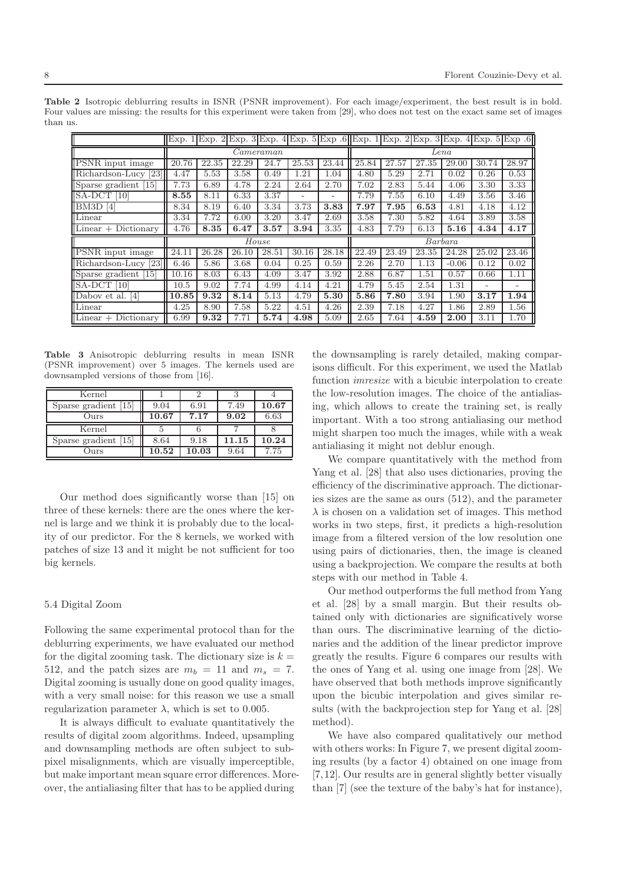**Table 2** Isotropic deblurring results in ISNR (PSNR improvement). For each image/experiment, the best result is in bold. Four values are missing: the results for this experiment were taken from [29], who does not test on the exact same set of images than us.

| | Exp. 1 | Exp. 2 | Exp. 3 | Exp. 4 | Exp. 5 | Exp .6 | Exp. 1 | Exp. 2 | Exp. 3 | Exp. 4 | Exp. 5 | Exp .6 |
|---|---|---|---|---|---|---|---|---|---|---|---|---|
| | *Cameraman* | | | | | | *Lena* | | | | | |
| PSNR input image | 20.76 | 22.35 | 22.29 | 24.7 | 25.53 | 23.44 | 25.84 | 27.57 | 27.35 | 29.00 | 30.74 | 28.97 |
| Richardson-Lucy [23] | 4.47 | 5.53 | 3.58 | 0.49 | 1.21 | 1.04 | 4.80 | 5.29 | 2.71 | 0.02 | 0.26 | 0.53 |
| Sparse gradient [15] | 7.73 | 6.89 | 4.78 | 2.24 | 2.64 | 2.70 | 7.02 | 2.83 | 5.44 | 4.06 | 3.30 | 3.33 |
| SA-DCT [10] | **8.55** | 8.11 | 6.33 | 3.37 | - | - | 7.79 | 7.55 | 6.10 | 4.49 | 3.56 | 3.46 |
| BM3D [4] | 8.34 | 8.19 | 6.40 | 3.34 | 3.73 | **3.83** | **7.97** | **7.95** | **6.53** | 4.81 | 4.18 | 4.12 |
| Linear | 3.34 | 7.72 | 6.00 | 3.20 | 3.47 | 2.69 | 3.58 | 7.30 | 5.82 | 4.64 | 3.89 | 3.58 |
| Linear + Dictionary | 4.76 | **8.35** | **6.47** | **3.57** | **3.94** | 3.35 | 4.83 | 7.79 | 6.13 | **5.16** | **4.34** | **4.17** |
| | *House* | | | | | | *Barbara* | | | | | |
| PSNR input image | 24.11 | 26.28 | 26.10 | 28.51 | 30.16 | 28.18 | 22.49 | 23.49 | 23.35 | 24.28 | 25.02 | 23.46 |
| Richardson-Lucy [23] | 6.46 | 5.86 | 3.68 | 0.04 | 0.25 | 0.59 | 2.26 | 2.70 | 1.13 | -0.06 | 0.12 | 0.02 |
| Sparse gradient [15] | 10.16 | 8.03 | 6.43 | 4.09 | 3.47 | 3.92 | 2.88 | 6.87 | 1.51 | 0.57 | 0.66 | 1.11 |
| SA-DCT [10] | 10.5 | 9.02 | 7.74 | 4.99 | 4.14 | 4.21 | 4.79 | 5.45 | 2.54 | 1.31 | - | - |
| Dabov et al. [4] | **10.85** | **9.32** | **8.14** | 5.13 | 4.79 | **5.30** | **5.86** | **7.80** | 3.94 | 1.90 | **3.17** | **1.94** |
| Linear | 4.25 | 8.90 | 7.58 | 5.22 | 4.51 | 4.26 | 2.39 | 7.18 | 4.27 | 1.86 | 2.89 | 1.56 |
| Linear + Dictionary | 6.99 | **9.32** | 7.71 | **5.74** | **4.98** | 5.09 | 2.65 | 7.64 | **4.59** | **2.00** | 3.11 | 1.70 |

**Table 3** Anisotropic deblurring results in mean ISNR (PSNR improvement) over 5 images. The kernels used are downsampled versions of those from [16].

| Kernel | 1 | 2 | 3 | 4 |
|---|---|---|---|---|
| Sparse gradient [15] | 9.04 | 6.91 | 7.49 | **10.67** |
| Ours | **10.67** | **7.17** | **9.02** | 6.63 |
| Kernel | 5 | 6 | 7 | 8 |
| Sparse gradient [15] | 8.64 | 9.18 | **11.15** | **10.24** |
| Ours | **10.52** | **10.03** | 9.64 | 7.75 |

Our method does significantly worse than [15] on three of these kernels: there are the ones where the kernel is large and we think it is probably due to the locality of our predictor. For the 8 kernels, we worked with patches of size 13 and it might be not sufficient for too big kernels.

### 5.4 Digital Zoom

Following the same experimental protocol than for the deblurring experiments, we have evaluated our method for the digital zooming task. The dictionary size is $k = 512$, and the patch sizes are $m_b = 11$ and $m_s = 7$. Digital zooming is usually done on good quality images, with a very small noise: for this reason we use a small regularization parameter $\lambda$, which is set to 0.005.

It is always difficult to evaluate quantitatively the results of digital zoom algorithms. Indeed, upsampling and downsampling methods are often subject to subpixel misalignments, which are visually imperceptible, but make important mean square error differences. Moreover, the antialiasing filter that has to be applied during the downsampling is rarely detailed, making comparisons difficult. For this experiment, we used the Matlab function *imresize* with a bicubic interpolation to create the low-resolution images. The choice of the antialiasing, which allows to create the training set, is really important. With a too strong antialiasing our method might sharpen too much the images, while with a weak antialiasing it might not deblur enough.

We compare quantitatively with the method from Yang et al. [28] that also uses dictionaries, proving the efficiency of the discriminative approach. The dictionaries sizes are the same as ours (512), and the parameter $\lambda$ is chosen on a validation set of images. This method works in two steps, first, it predicts a high-resolution image from a filtered version of the low resolution one using pairs of dictionaries, then, the image is cleaned using a backprojection. We compare the results at both steps with our method in Table 4.

Our method outperforms the full method from Yang et al. [28] by a small margin. But their results obtained only with dictionaries are significatively worse than ours. The discriminative learning of the dictionaries and the addition of the linear predictor improve greatly the results. Figure 6 compares our results with the ones of Yang et al. using one image from [28]. We have observed that both methods improve significantly upon the bicubic interpolation and gives similar results (with the backprojection step for Yang et al. [28] method).

We have also compared qualitatively our method with others works: In Figure 7, we present digital zooming results (by a factor 4) obtained on one image from [7,12]. Our results are in general slightly better visually than [7] (see the texture of the baby's hat for instance),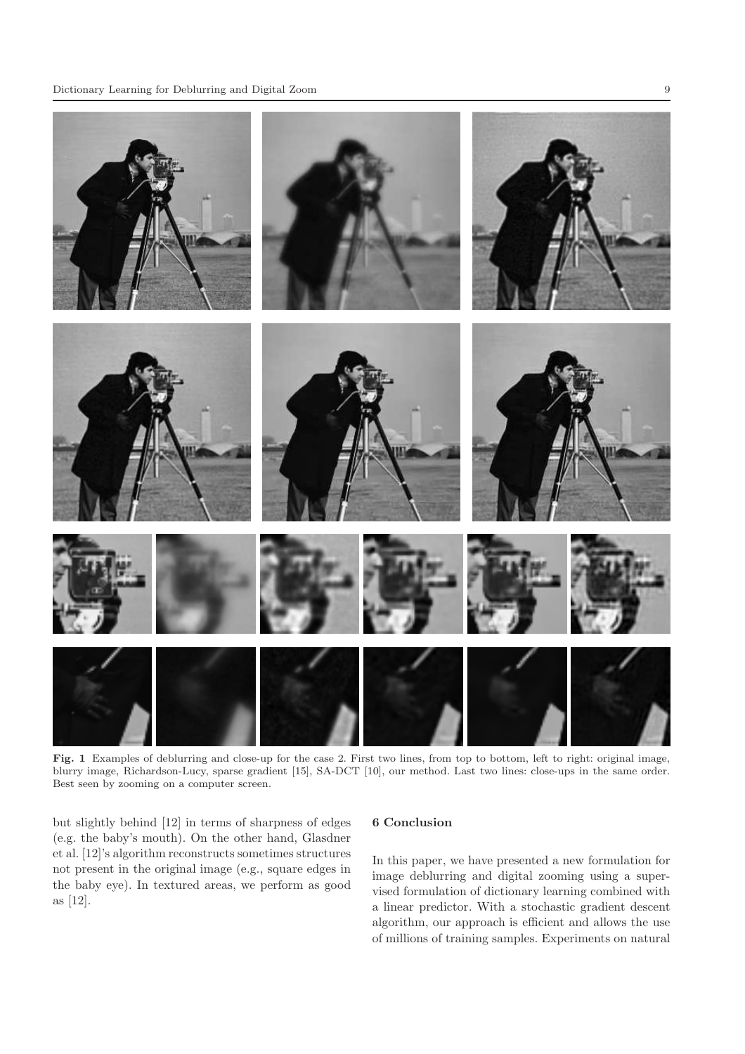**Fig. 1** Examples of deblurring and close-up for the case 2. First two lines, from top to bottom, left to right: original image, blurry image, Richardson-Lucy, sparse gradient [15], SA-DCT [10], our method. Last two lines: close-ups in the same order. Best seen by zooming on a computer screen.

but slightly behind [12] in terms of sharpness of edges (e.g. the baby's mouth). On the other hand, Glasdner et al. [12]'s algorithm reconstructs sometimes structures not present in the original image (e.g., square edges in the baby eye). In textured areas, we perform as good as [12].

## 6 Conclusion

In this paper, we have presented a new formulation for image deblurring and digital zooming using a supervised formulation of dictionary learning combined with a linear predictor. With a stochastic gradient descent algorithm, our approach is efficient and allows the use of millions of training samples. Experiments on natural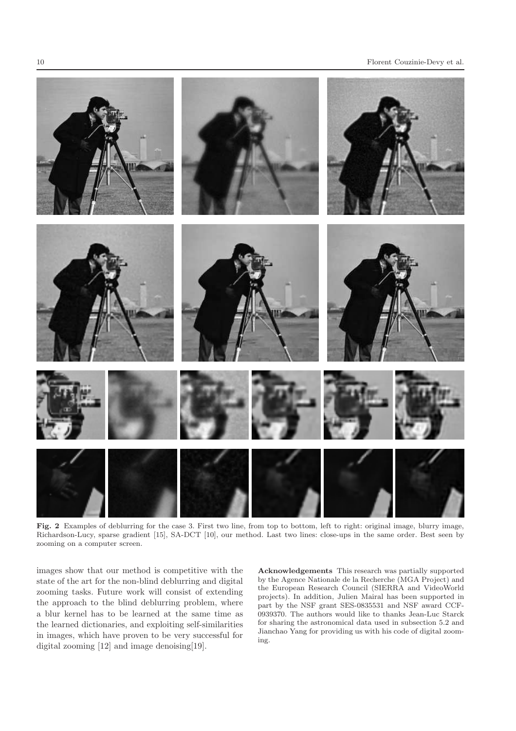**Fig. 2** Examples of deblurring for the case 3. First two line, from top to bottom, left to right: original image, blurry image, Richardson-Lucy, sparse gradient [15], SA-DCT [10], our method. Last two lines: close-ups in the same order. Best seen by zooming on a computer screen.

images show that our method is competitive with the state of the art for the non-blind deblurring and digital zooming tasks. Future work will consist of extending the approach to the blind deblurring problem, where a blur kernel has to be learned at the same time as the learned dictionaries, and exploiting self-similarities in images, which have proven to be very successful for digital zooming [12] and image denoising[19].

**Acknowledgements** This research was partially supported by the Agence Nationale de la Recherche (MGA Project) and the European Research Council (SIERRA and VideoWorld projects). In addition, Julien Mairal has been supported in part by the NSF grant SES-0835531 and NSF award CCF-0939370. The authors would like to thanks Jean-Luc Starck for sharing the astronomical data used in subsection 5.2 and Jianchao Yang for providing us with his code of digital zooming.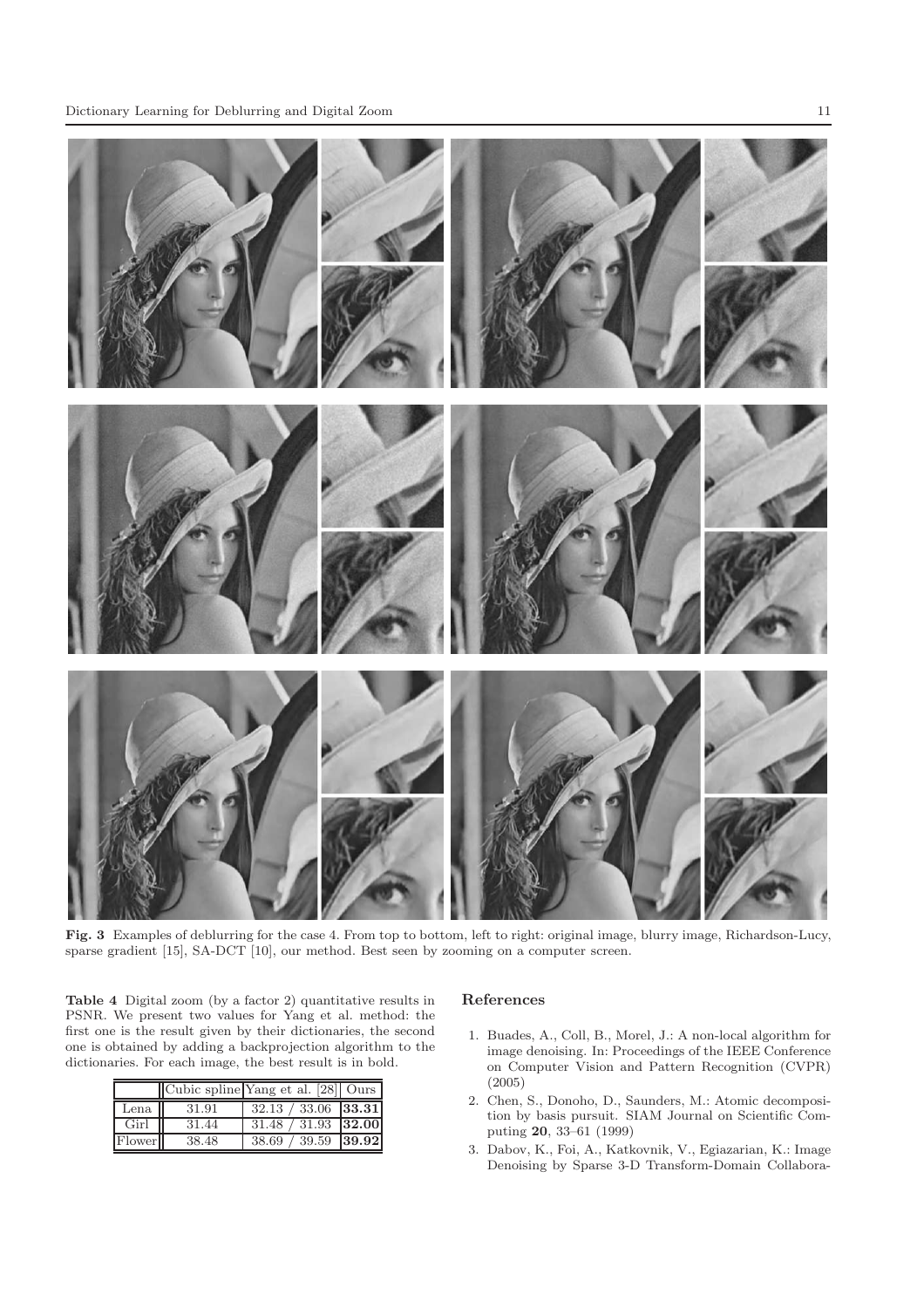**Fig. 3** Examples of deblurring for the case 4. From top to bottom, left to right: original image, blurry image, Richardson-Lucy, sparse gradient [15], SA-DCT [10], our method. Best seen by zooming on a computer screen.

**Table 4** Digital zoom (by a factor 2) quantitative results in PSNR. We present two values for Yang et al. method: the first one is the result given by their dictionaries, the second one is obtained by adding a backprojection algorithm to the dictionaries. For each image, the best result is in bold.

| | Cubic spline | Yang et al. [28] | Ours |
|---|---|---|---|
| Lena | 31.91 | 32.13 / 33.06 | **33.31** |
| Girl | 31.44 | 31.48 / 31.93 | **32.00** |
| Flower | 38.48 | 38.69 / 39.59 | **39.92** |

## References

1. Buades, A., Coll, B., Morel, J.: A non-local algorithm for image denoising. In: Proceedings of the IEEE Conference on Computer Vision and Pattern Recognition (CVPR) (2005)
2. Chen, S., Donoho, D., Saunders, M.: Atomic decomposition by basis pursuit. SIAM Journal on Scientific Computing **20**, 33–61 (1999)
3. Dabov, K., Foi, A., Katkovnik, V., Egiazarian, K.: Image Denoising by Sparse 3-D Transform-Domain Collabora-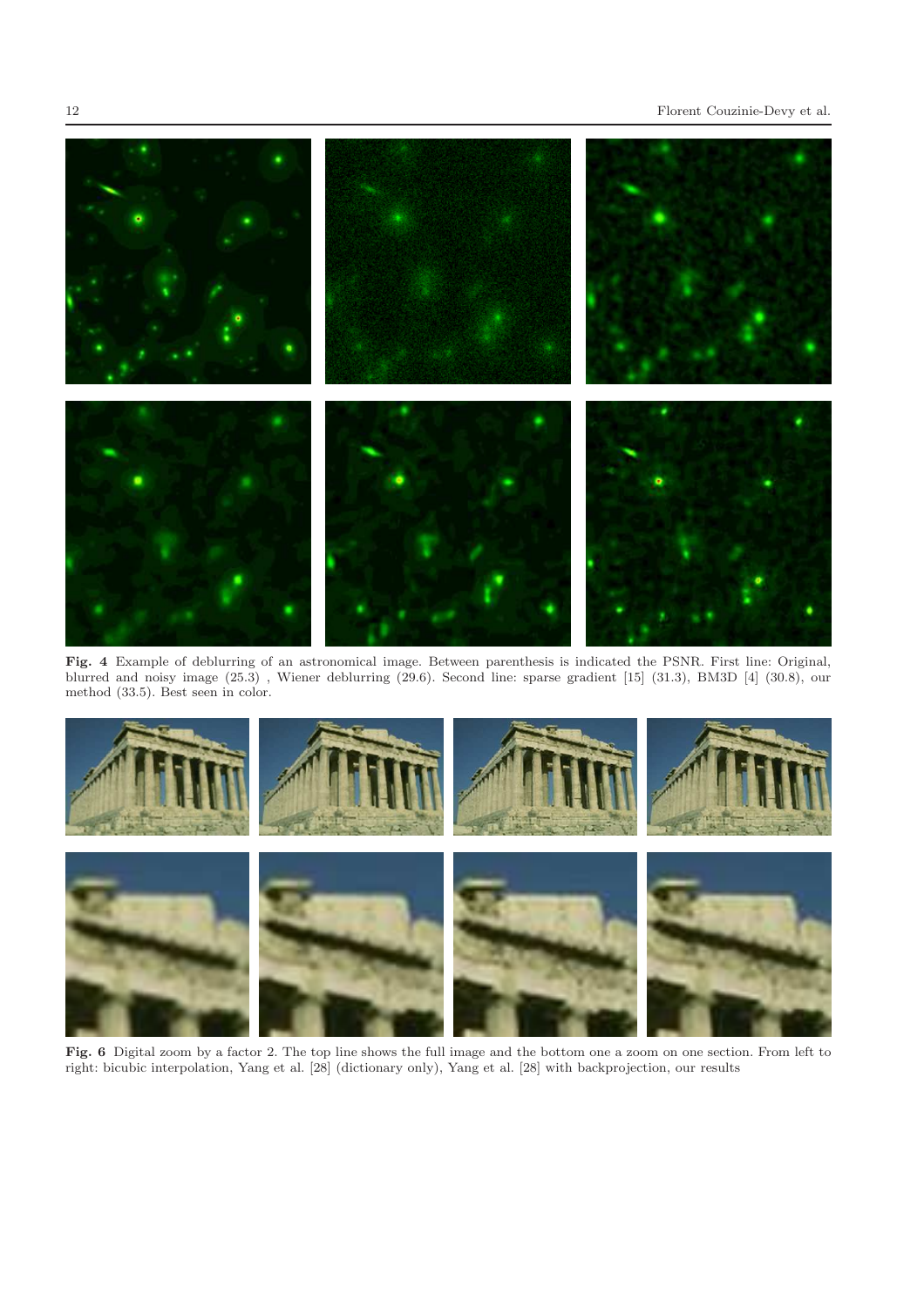**Fig. 4** Example of deblurring of an astronomical image. Between parenthesis is indicated the PSNR. First line: Original, blurred and noisy image (25.3) , Wiener deblurring (29.6). Second line: sparse gradient [15] (31.3), BM3D [4] (30.8), our method (33.5). Best seen in color.

**Fig. 6** Digital zoom by a factor 2. The top line shows the full image and the bottom one a zoom on one section. From left to right: bicubic interpolation, Yang et al. [28] (dictionary only), Yang et al. [28] with backprojection, our results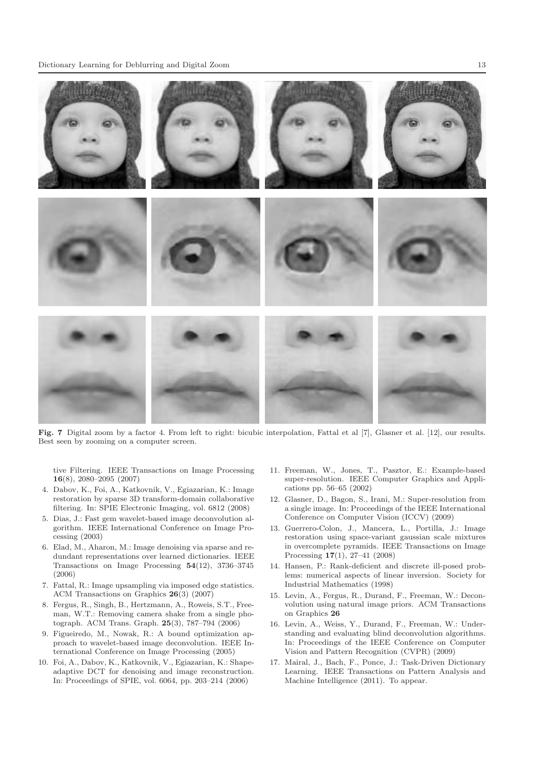**Fig. 7** Digital zoom by a factor 4. From left to right: bicubic interpolation, Fattal et al [7], Glasner et al. [12], our results. Best seen by zooming on a computer screen.

tive Filtering. IEEE Transactions on Image Processing **16**(8), 2080–2095 (2007)

4. Dabov, K., Foi, A., Katkovnik, V., Egiazarian, K.: Image restoration by sparse 3D transform-domain collaborative filtering. In: SPIE Electronic Imaging, vol. 6812 (2008)
5. Dias, J.: Fast gem wavelet-based image deconvolution algorithm. IEEE International Conference on Image Processing (2003)
6. Elad, M., Aharon, M.: Image denoising via sparse and redundant representations over learned dictionaries. IEEE Transactions on Image Processing **54**(12), 3736–3745 (2006)
7. Fattal, R.: Image upsampling via imposed edge statistics. ACM Transactions on Graphics **26**(3) (2007)
8. Fergus, R., Singh, B., Hertzmann, A., Roweis, S.T., Freeman, W.T.: Removing camera shake from a single photograph. ACM Trans. Graph. **25**(3), 787–794 (2006)
9. Figueiredo, M., Nowak, R.: A bound optimization approach to wavelet-based image deconvolution. IEEE International Conference on Image Processing (2005)
10. Foi, A., Dabov, K., Katkovnik, V., Egiazarian, K.: Shape-adaptive DCT for denoising and image reconstruction. In: Proceedings of SPIE, vol. 6064, pp. 203–214 (2006)
11. Freeman, W., Jones, T., Pasztor, E.: Example-based super-resolution. IEEE Computer Graphics and Applications pp. 56–65 (2002)
12. Glasner, D., Bagon, S., Irani, M.: Super-resolution from a single image. In: Proceedings of the IEEE International Conference on Computer Vision (ICCV) (2009)
13. Guerrero-Colon, J., Mancera, L., Portilla, J.: Image restoration using space-variant gaussian scale mixtures in overcomplete pyramids. IEEE Transactions on Image Processing **17**(1), 27–41 (2008)
14. Hansen, P.: Rank-deficient and discrete ill-posed problems: numerical aspects of linear inversion. Society for Industrial Mathematics (1998)
15. Levin, A., Fergus, R., Durand, F., Freeman, W.: Deconvolution using natural image priors. ACM Transactions on Graphics **26**
16. Levin, A., Weiss, Y., Durand, F., Freeman, W.: Understanding and evaluating blind deconvolution algorithms. In: Proceedings of the IEEE Conference on Computer Vision and Pattern Recognition (CVPR) (2009)
17. Mairal, J., Bach, F., Ponce, J.: Task-Driven Dictionary Learning. IEEE Transactions on Pattern Analysis and Machine Intelligence (2011). To appear.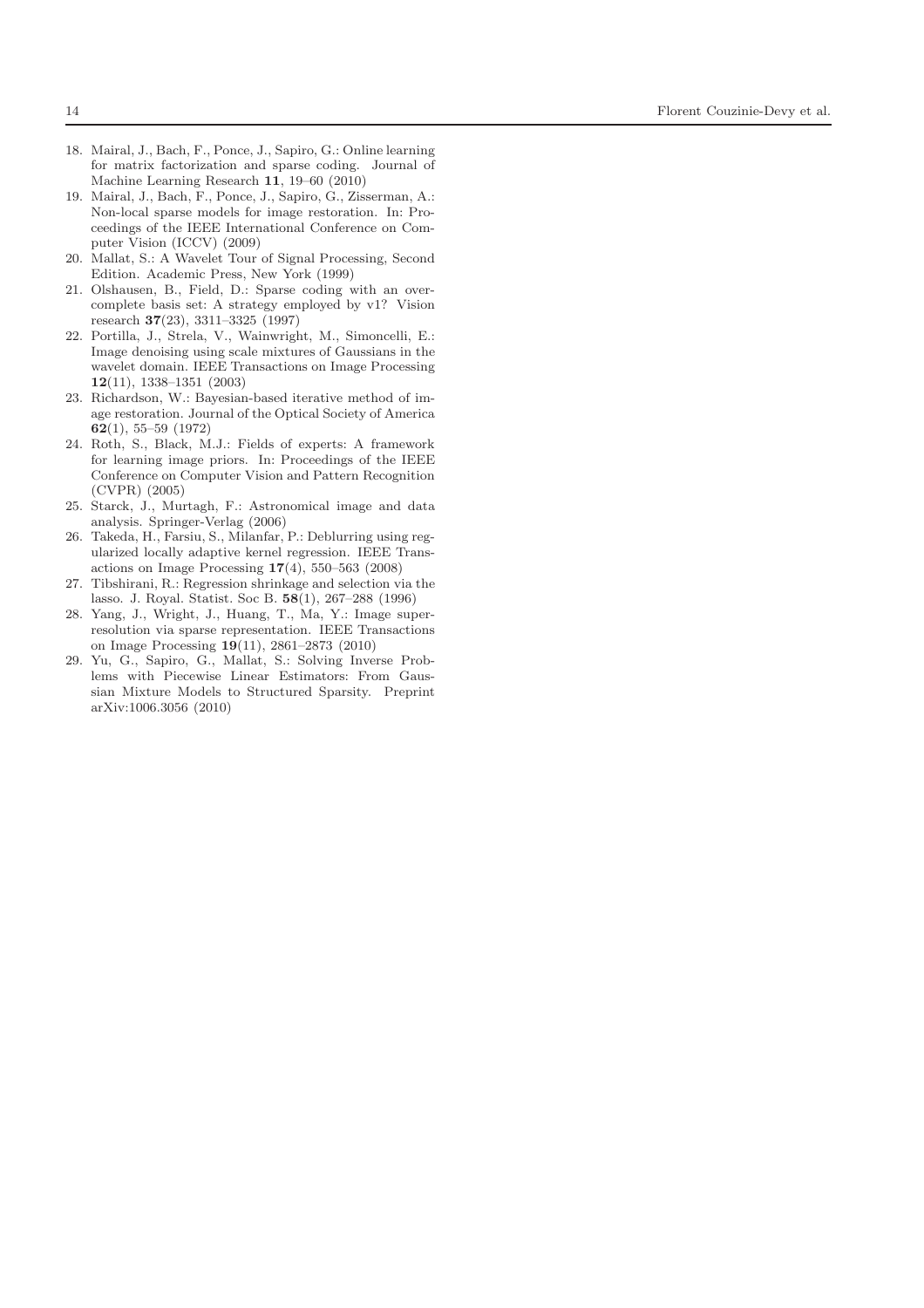18. Mairal, J., Bach, F., Ponce, J., Sapiro, G.: Online learning for matrix factorization and sparse coding. Journal of Machine Learning Research **11**, 19–60 (2010)
19. Mairal, J., Bach, F., Ponce, J., Sapiro, G., Zisserman, A.: Non-local sparse models for image restoration. In: Proceedings of the IEEE International Conference on Computer Vision (ICCV) (2009)
20. Mallat, S.: A Wavelet Tour of Signal Processing, Second Edition. Academic Press, New York (1999)
21. Olshausen, B., Field, D.: Sparse coding with an overcomplete basis set: A strategy employed by v1? Vision research **37**(23), 3311–3325 (1997)
22. Portilla, J., Strela, V., Wainwright, M., Simoncelli, E.: Image denoising using scale mixtures of Gaussians in the wavelet domain. IEEE Transactions on Image Processing **12**(11), 1338–1351 (2003)
23. Richardson, W.: Bayesian-based iterative method of image restoration. Journal of the Optical Society of America **62**(1), 55–59 (1972)
24. Roth, S., Black, M.J.: Fields of experts: A framework for learning image priors. In: Proceedings of the IEEE Conference on Computer Vision and Pattern Recognition (CVPR) (2005)
25. Starck, J., Murtagh, F.: Astronomical image and data analysis. Springer-Verlag (2006)
26. Takeda, H., Farsiu, S., Milanfar, P.: Deblurring using regularized locally adaptive kernel regression. IEEE Transactions on Image Processing **17**(4), 550–563 (2008)
27. Tibshirani, R.: Regression shrinkage and selection via the lasso. J. Royal. Statist. Soc B. **58**(1), 267–288 (1996)
28. Yang, J., Wright, J., Huang, T., Ma, Y.: Image super-resolution via sparse representation. IEEE Transactions on Image Processing **19**(11), 2861–2873 (2010)
29. Yu, G., Sapiro, G., Mallat, S.: Solving Inverse Problems with Piecewise Linear Estimators: From Gaussian Mixture Models to Structured Sparsity. Preprint arXiv:1006.3056 (2010)